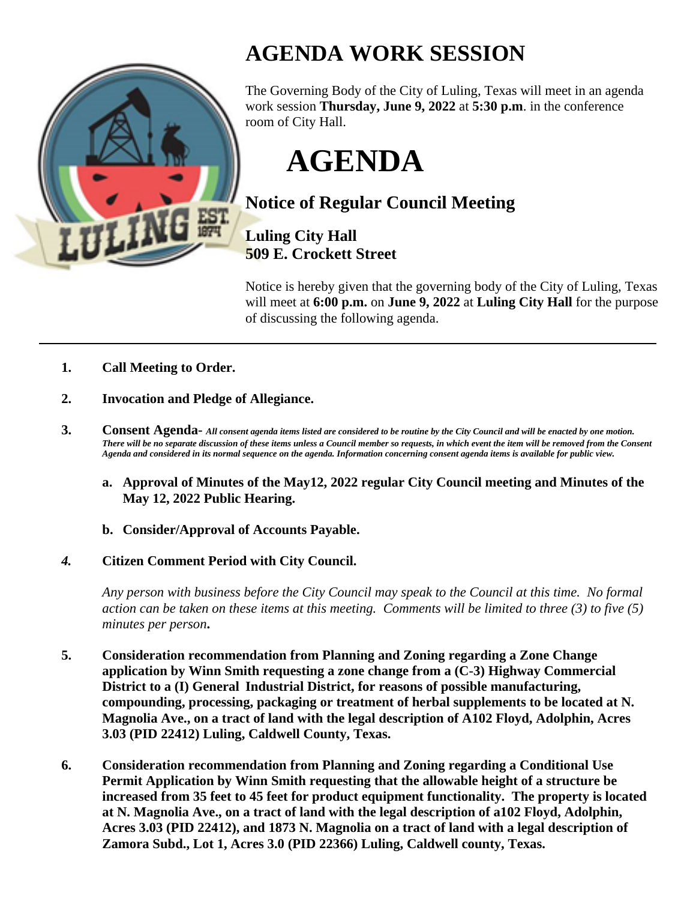# AGENDA WORK SESSION

The Governing Body of the City of Luling, Texas will meet in an agenda work session **Thursday, June 9, 2022** at **5:30 p.m**. in the conference room of City Hall.

# AGENDA

## Notice of Regular Council Meeting

### Luling City Hall
### 509 E. Crockett Street

Notice is hereby given that the governing body of the City of Luling, Texas will meet at **6:00 p.m.** on **June 9, 2022** at **Luling City Hall** for the purpose of discussing the following agenda.

---

**1. Call Meeting to Order.**

**2. Invocation and Pledge of Allegiance.**

**3. Consent Agenda-** ***All consent agenda items listed are considered to be routine by the City Council and will be enacted by one motion. There will be no separate discussion of these items unless a Council member so requests, in which event the item will be removed from the Consent Agenda and considered in its normal sequence on the agenda. Information concerning consent agenda items is available for public view.***

   **a. Approval of Minutes of the May12, 2022 regular City Council meeting and Minutes of the May 12, 2022 Public Hearing.**

   **b. Consider/Approval of Accounts Payable.**

***4.*** **Citizen Comment Period with City Council.**

*Any person with business before the City Council may speak to the Council at this time. No formal action can be taken on these items at this meeting. Comments will be limited to three (3) to five (5) minutes per person***.**

**5. Consideration recommendation from Planning and Zoning regarding a Zone Change application by Winn Smith requesting a zone change from a (C-3) Highway Commercial District to a (I) General Industrial District, for reasons of possible manufacturing, compounding, processing, packaging or treatment of herbal supplements to be located at N. Magnolia Ave., on a tract of land with the legal description of A102 Floyd, Adolphin, Acres 3.03 (PID 22412) Luling, Caldwell County, Texas.**

**6. Consideration recommendation from Planning and Zoning regarding a Conditional Use Permit Application by Winn Smith requesting that the allowable height of a structure be increased from 35 feet to 45 feet for product equipment functionality. The property is located at N. Magnolia Ave., on a tract of land with the legal description of a102 Floyd, Adolphin, Acres 3.03 (PID 22412), and 1873 N. Magnolia on a tract of land with a legal description of Zamora Subd., Lot 1, Acres 3.0 (PID 22366) Luling, Caldwell county, Texas.**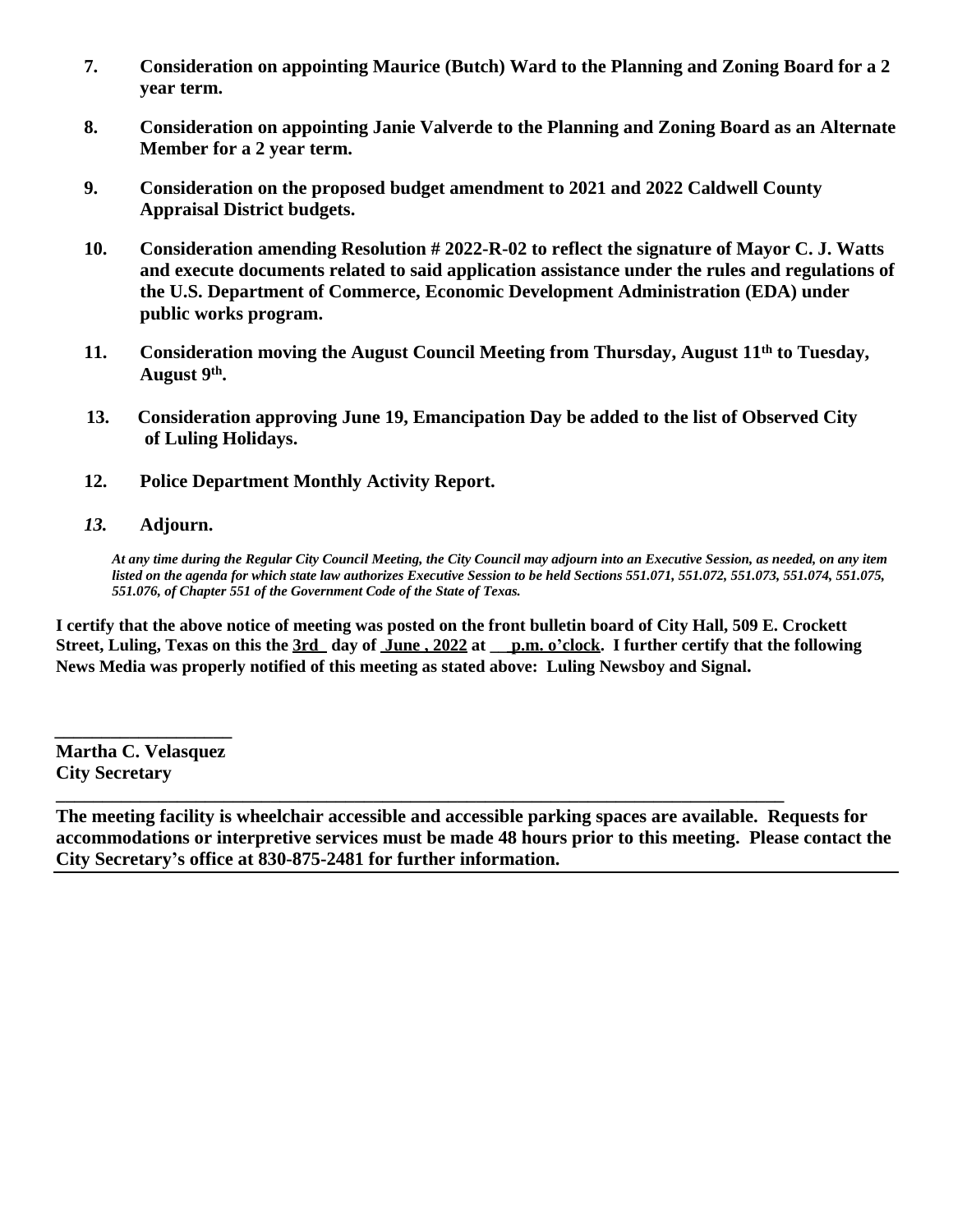**7.** **Consideration on appointing Maurice (Butch) Ward to the Planning and Zoning Board for a 2 year term.**

**8.** **Consideration on appointing Janie Valverde to the Planning and Zoning Board as an Alternate Member for a 2 year term.**

**9.** **Consideration on the proposed budget amendment to 2021 and 2022 Caldwell County Appraisal District budgets.**

**10.** **Consideration amending Resolution # 2022-R-02 to reflect the signature of Mayor C. J. Watts and execute documents related to said application assistance under the rules and regulations of the U.S. Department of Commerce, Economic Development Administration (EDA) under public works program.**

**11.** **Consideration moving the August Council Meeting from Thursday, August 11th to Tuesday, August 9th.**

**13.** **Consideration approving June 19, Emancipation Day be added to the list of Observed City of Luling Holidays.**

**12.** **Police Department Monthly Activity Report.**

***13.*** **Adjourn.**

***At any time during the Regular City Council Meeting, the City Council may adjourn into an Executive Session, as needed, on any item listed on the agenda for which state law authorizes Executive Session to be held Sections 551.071, 551.072, 551.073, 551.074, 551.075, 551.076, of Chapter 551 of the Government Code of the State of Texas.***

**I certify that the above notice of meeting was posted on the front bulletin board of City Hall, 509 E. Crockett Street, Luling, Texas on this the 3rd day of June , 2022 at \_\_p.m. o'clock. I further certify that the following News Media was properly notified of this meeting as stated above: Luling Newsboy and Signal.**

\_\_\_\_\_\_\_\_\_\_\_\_\_\_\_\_\_\_\_

**Martha C. Velasquez**
**City Secretary**

---

**The meeting facility is wheelchair accessible and accessible parking spaces are available. Requests for accommodations or interpretive services must be made 48 hours prior to this meeting. Please contact the City Secretary's office at 830-875-2481 for further information.**